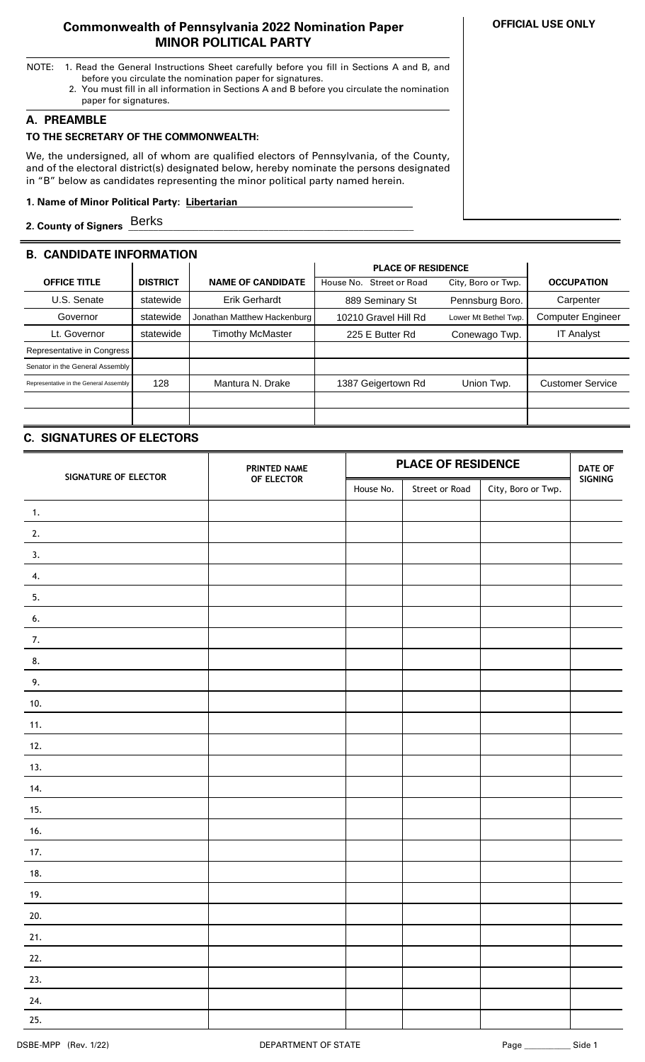# Commonwealth of Pennsylvania 2022 Nomination Paper
## MINOR POLITICAL PARTY

**OFFICIAL USE ONLY**

NOTE: 1. Read the General Instructions Sheet carefully before you fill in Sections A and B, and before you circulate the nomination paper for signatures.
2. You must fill in all information in Sections A and B before you circulate the nomination paper for signatures.

## A. PREAMBLE

**TO THE SECRETARY OF THE COMMONWEALTH:**

We, the undersigned, all of whom are qualified electors of Pennsylvania, of the County, and of the electoral district(s) designated below, hereby nominate the persons designated in "B" below as candidates representing the minor political party named herein.

**1. Name of Minor Political Party:** **Libertarian**

**2. County of Signers** Berks

## B. CANDIDATE INFORMATION

| OFFICE TITLE | DISTRICT | NAME OF CANDIDATE | PLACE OF RESIDENCE House No. Street or Road | City, Boro or Twp. | OCCUPATION |
|---|---|---|---|---|---|
| U.S. Senate | statewide | Erik Gerhardt | 889 Seminary St | Pennsburg Boro. | Carpenter |
| Governor | statewide | Jonathan Matthew Hackenburg | 10210 Gravel Hill Rd | Lower Mt Bethel Twp. | Computer Engineer |
| Lt. Governor | statewide | Timothy McMaster | 225 E Butter Rd | Conewago Twp. | IT Analyst |
| Representative in Congress | | | | | |
| Senator in the General Assembly | | | | | |
| Representative in the General Assembly | 128 | Mantura N. Drake | 1387 Geigertown Rd | Union Twp. | Customer Service |
| | | | | | |
| | | | | | |

## C. SIGNATURES OF ELECTORS

| SIGNATURE OF ELECTOR | PRINTED NAME OF ELECTOR | PLACE OF RESIDENCE | | | DATE OF SIGNING |
|---|---|---|---|---|---|
| | | House No. | Street or Road | City, Boro or Twp. | |
| 1. | | | | | |
| 2. | | | | | |
| 3. | | | | | |
| 4. | | | | | |
| 5. | | | | | |
| 6. | | | | | |
| 7. | | | | | |
| 8. | | | | | |
| 9. | | | | | |
| 10. | | | | | |
| 11. | | | | | |
| 12. | | | | | |
| 13. | | | | | |
| 14. | | | | | |
| 15. | | | | | |
| 16. | | | | | |
| 17. | | | | | |
| 18. | | | | | |
| 19. | | | | | |
| 20. | | | | | |
| 21. | | | | | |
| 22. | | | | | |
| 23. | | | | | |
| 24. | | | | | |
| 25. | | | | | |

DSBE-MPP (Rev. 1/22) DEPARTMENT OF STATE Page ________ Side 1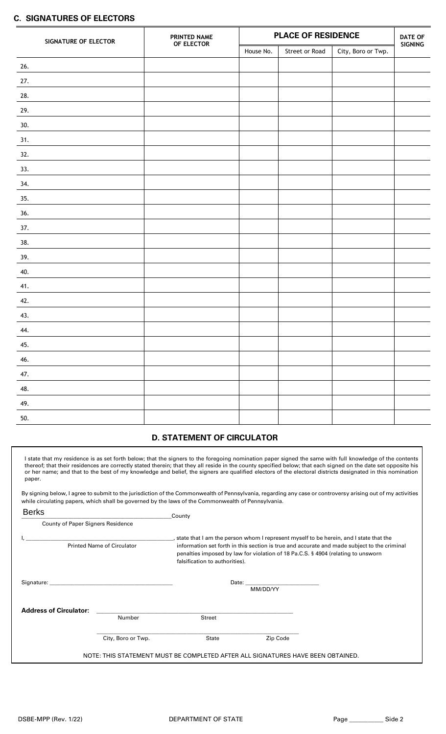## C. SIGNATURES OF ELECTORS

| SIGNATURE OF ELECTOR | PRINTED NAME OF ELECTOR | PLACE OF RESIDENCE | | | DATE OF SIGNING |
|---|---|---|---|---|---|
| | | House No. | Street or Road | City, Boro or Twp. | |
| 26. | | | | | |
| 27. | | | | | |
| 28. | | | | | |
| 29. | | | | | |
| 30. | | | | | |
| 31. | | | | | |
| 32. | | | | | |
| 33. | | | | | |
| 34. | | | | | |
| 35. | | | | | |
| 36. | | | | | |
| 37. | | | | | |
| 38. | | | | | |
| 39. | | | | | |
| 40. | | | | | |
| 41. | | | | | |
| 42. | | | | | |
| 43. | | | | | |
| 44. | | | | | |
| 45. | | | | | |
| 46. | | | | | |
| 47. | | | | | |
| 48. | | | | | |
| 49. | | | | | |
| 50. | | | | | |

## D. STATEMENT OF CIRCULATOR

I state that my residence is as set forth below; that the signers to the foregoing nomination paper signed the same with full knowledge of the contents thereof; that their residences are correctly stated therein; that they all reside in the county specified below; that each signed on the date set opposite his or her name; and that to the best of my knowledge and belief, the signers are qualified electors of the electoral districts designated in this nomination paper.

By signing below, I agree to submit to the jurisdiction of the Commonwealth of Pennsylvania, regarding any case or controversy arising out of my activities while circulating papers, which shall be governed by the laws of the Commonwealth of Pennsylvania.

Berks County
County of Paper Signers Residence

I, ______________________, state that I am the person whom I represent myself to be herein, and I state that the information set forth in this section is true and accurate and made subject to the criminal penalties imposed by law for violation of 18 Pa.C.S. § 4904 (relating to unsworn falsification to authorities).
Printed Name of Circulator

Signature: ______________________ Date: ______________ MM/DD/YY

**Address of Circulator:** ______________________
Number Street

______________________
City, Boro or Twp. State Zip Code

NOTE: THIS STATEMENT MUST BE COMPLETED AFTER ALL SIGNATURES HAVE BEEN OBTAINED.

DSBE-MPP (Rev. 1/22) DEPARTMENT OF STATE Page __________ Side 2